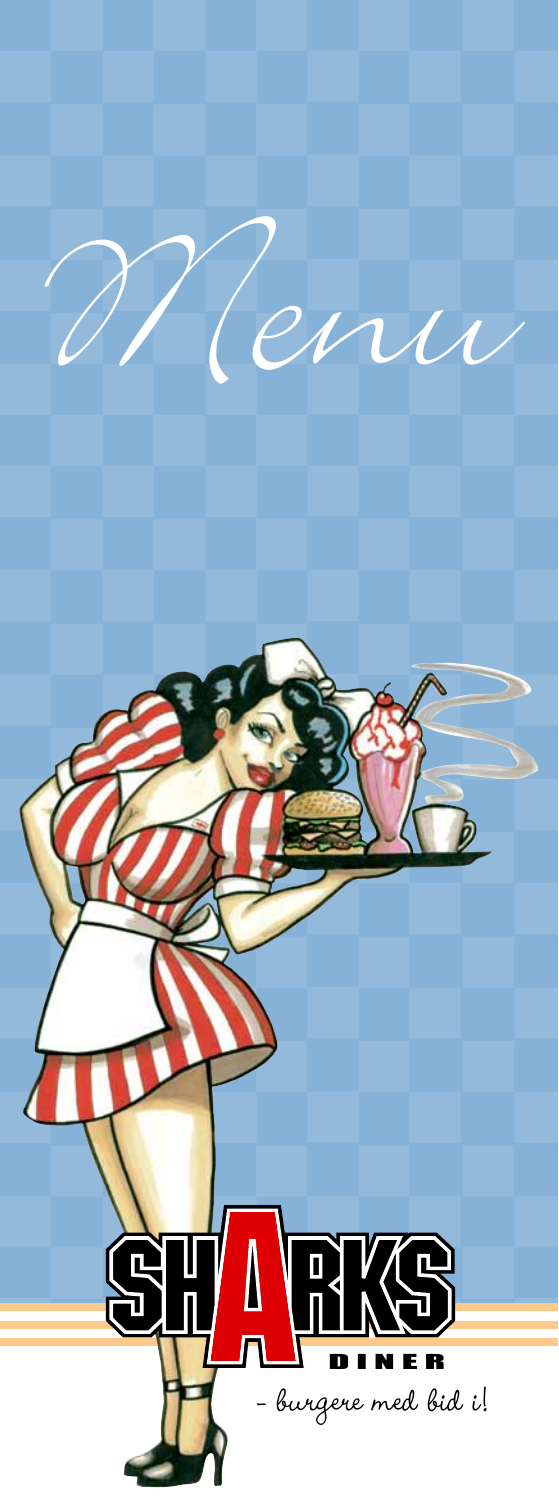# Menu

SHARKS
DINER

*- burgere med bid i!*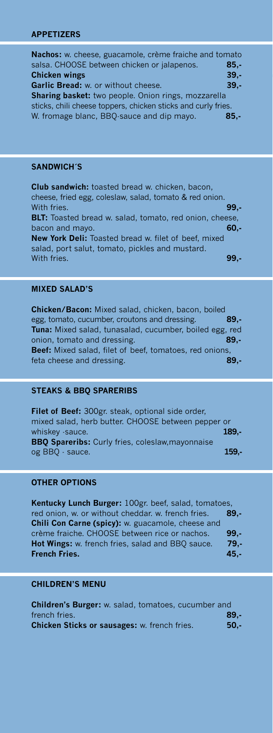## APPETIZERS

**Nachos:** w. cheese, guacamole, crème fraiche and tomato salsa. CHOOSE between chicken or jalapenos. **85,-**

**Chicken wings** **39,-**

**Garlic Bread:** w. or without cheese. **39,-**

**Sharing basket:** two people. Onion rings, mozzarella sticks, chili cheese toppers, chicken sticks and curly fries. W. fromage blanc, BBQ-sauce and dip mayo. **85,-**

## SANDWICH´S

**Club sandwich:** toasted bread w. chicken, bacon, cheese, fried egg, coleslaw, salad, tomato & red onion. With fries. **99,-**

**BLT:** Toasted bread w. salad, tomato, red onion, cheese, bacon and mayo. **60,-**

**New York Deli:** Toasted bread w. filet of beef, mixed salad, port salut, tomato, pickles and mustard. With fries. **99,-**

## MIXED SALAD'S

**Chicken/Bacon:** Mixed salad, chicken, bacon, boiled egg, tomato, cucumber, croutons and dressing. **89,-**

**Tuna:** Mixed salad, tunasalad, cucumber, boiled egg, red onion, tomato and dressing. **89,-**

**Beef:** Mixed salad, filet of beef, tomatoes, red onions, feta cheese and dressing. **89,-**

## STEAKS & BBQ SPARERIBS

**Filet of Beef:** 300gr. steak, optional side order, mixed salad, herb butter. CHOOSE between pepper or whiskey -sauce. **189,-**

**BBQ Spareribs:** Curly fries, coleslaw,mayonnaise og BBQ - sauce. **159,-**

## OTHER OPTIONS

**Kentucky Lunch Burger:** 100gr. beef, salad, tomatoes, red onion, w. or without cheddar. w. french fries. **89,-**

**Chili Con Carne (spicy):** w. guacamole, cheese and crème fraiche. CHOOSE between rice or nachos. **99,-**

**Hot Wings:** w. french fries, salad and BBQ sauce. **79,-**

**French Fries.** **45,-**

## CHILDREN'S MENU

**Children's Burger:** w. salad, tomatoes, cucumber and french fries. **89,-**

**Chicken Sticks or sausages:** w. french fries. **50,-**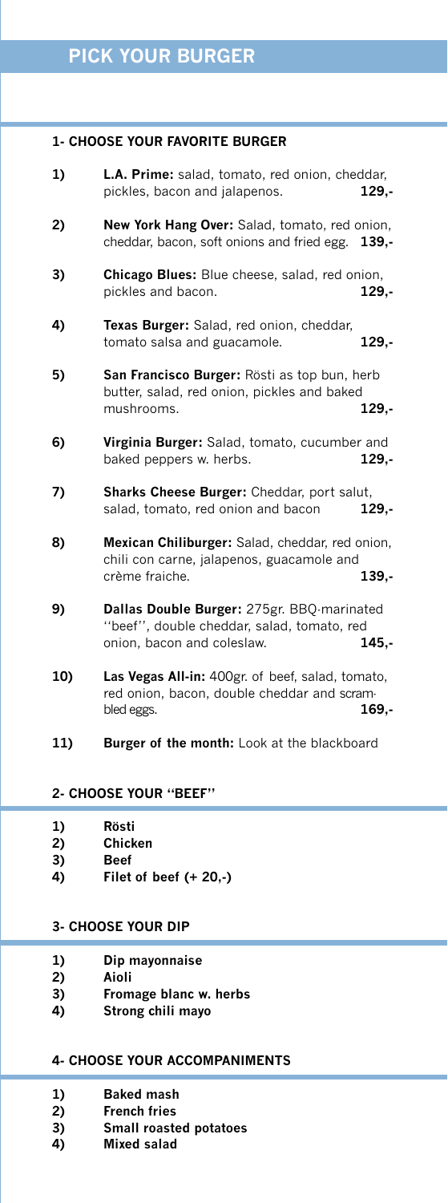# PICK YOUR BURGER

## 1- CHOOSE YOUR FAVORITE BURGER

1) **L.A. Prime:** salad, tomato, red onion, cheddar, pickles, bacon and jalapenos. **129,-**

2) **New York Hang Over:** Salad, tomato, red onion, cheddar, bacon, soft onions and fried egg. **139,-**

3) **Chicago Blues:** Blue cheese, salad, red onion, pickles and bacon. **129,-**

4) **Texas Burger:** Salad, red onion, cheddar, tomato salsa and guacamole. **129,-**

5) **San Francisco Burger:** Rösti as top bun, herb butter, salad, red onion, pickles and baked mushrooms. **129,-**

6) **Virginia Burger:** Salad, tomato, cucumber and baked peppers w. herbs. **129,-**

7) **Sharks Cheese Burger:** Cheddar, port salut, salad, tomato, red onion and bacon **129,-**

8) **Mexican Chiliburger:** Salad, cheddar, red onion, chili con carne, jalapenos, guacamole and crème fraiche. **139,-**

9) **Dallas Double Burger:** 275gr. BBQ-marinated ''beef'', double cheddar, salad, tomato, red onion, bacon and coleslaw. **145,-**

10) **Las Vegas All-in:** 400gr. of beef, salad, tomato, red onion, bacon, double cheddar and scrambled eggs. **169,-**

11) **Burger of the month:** Look at the blackboard

## 2- CHOOSE YOUR ''BEEF''

1) **Rösti**
2) **Chicken**
3) **Beef**
4) **Filet of beef (+ 20,-)**

## 3- CHOOSE YOUR DIP

1) **Dip mayonnaise**
2) **Aioli**
3) **Fromage blanc w. herbs**
4) **Strong chili mayo**

## 4- CHOOSE YOUR ACCOMPANIMENTS

1) **Baked mash**
2) **French fries**
3) **Small roasted potatoes**
4) **Mixed salad**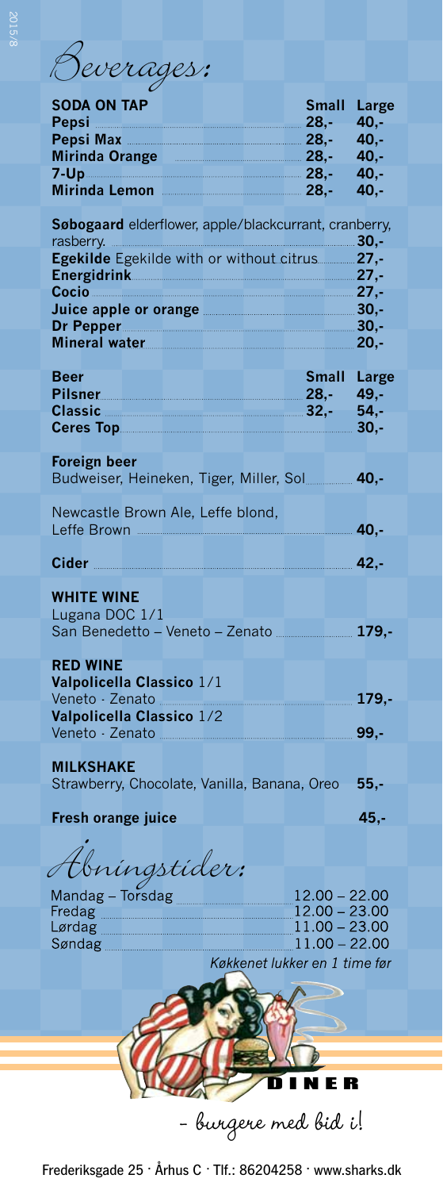# Beverages:

| SODA ON TAP | Small | Large |
|---|---|---|
| Pepsi | 28,- | 40,- |
| Pepsi Max | 28,- | 40,- |
| Mirinda Orange | 28,- | 40,- |
| 7-Up | 28,- | 40,- |
| Mirinda Lemon | 28,- | 40,- |

**Søbogaard** elderflower, apple/blackcurrant, cranberry, rasberry. 30,-
**Egekilde** Egekilde with or without citrus 27,-
**Energidrink** 27,-
**Cocio** 27,-
**Juice apple or orange** 30,-
**Dr Pepper** 30,-
**Mineral water** 20,-

| Beer | Small | Large |
|---|---|---|
| Pilsner | 28,- | 49,- |
| Classic | 32,- | 54,- |
| Ceres Top | | 30,- |

**Foreign beer**
Budweiser, Heineken, Tiger, Miller, Sol 40,-

Newcastle Brown Ale, Leffe blond, Leffe Brown 40,-

**Cider** 42,-

**WHITE WINE**
Lugana DOC 1/1
San Benedetto – Veneto – Zenato 179,-

**RED WINE**
**Valpolicella Classico** 1/1
Veneto · Zenato 179,-
**Valpolicella Classico** 1/2
Veneto · Zenato 99,-

**MILKSHAKE**
Strawberry, Chocolate, Vanilla, Banana, Oreo 55,-

**Fresh orange juice** 45,-

# Åbningstider:

| | |
|---|---|
| Mandag – Torsdag | 12.00 – 22.00 |
| Fredag | 12.00 – 23.00 |
| Lørdag | 11.00 – 23.00 |
| Søndag | 11.00 – 22.00 |

*Køkkenet lukker en 1 time før*

DINER

– burgere med bid i!

Frederiksgade 25 · Århus C · Tlf.: 86204258 · www.sharks.dk